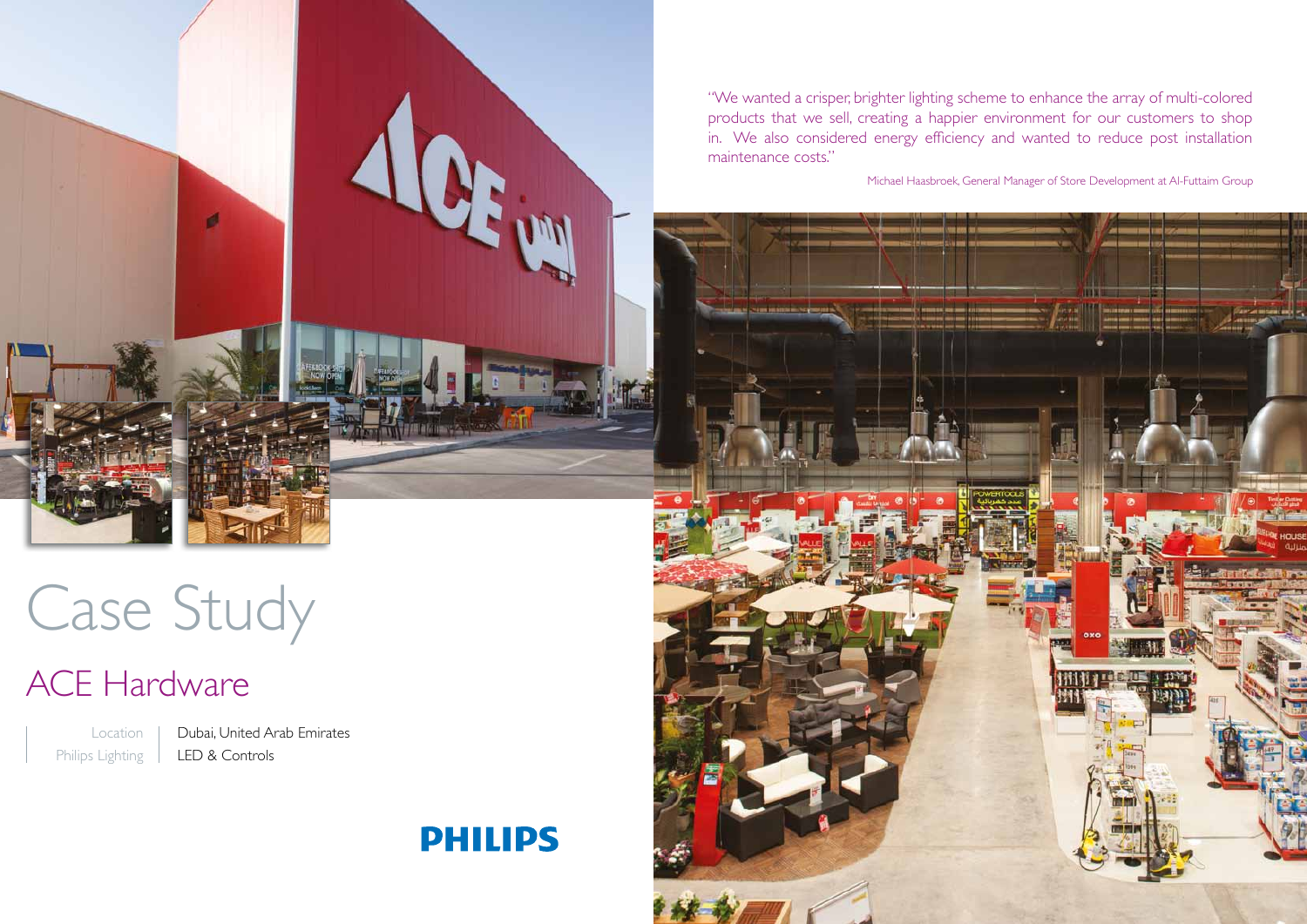"We wanted a crisper, brighter lighting scheme to enhance the array of multi-colored products that we sell, creating a happier environment for our customers to shop in. We also considered energy efficiency and wanted to reduce post installation maintenance costs."

Michael Haasbroek, General Manager of Store Development at Al-Futtaim Group

# Case Study

## ACE Hardware

| | |
|---|---|
| Location | Dubai, United Arab Emirates |
| Philips Lighting | LED & Controls |

PHILIPS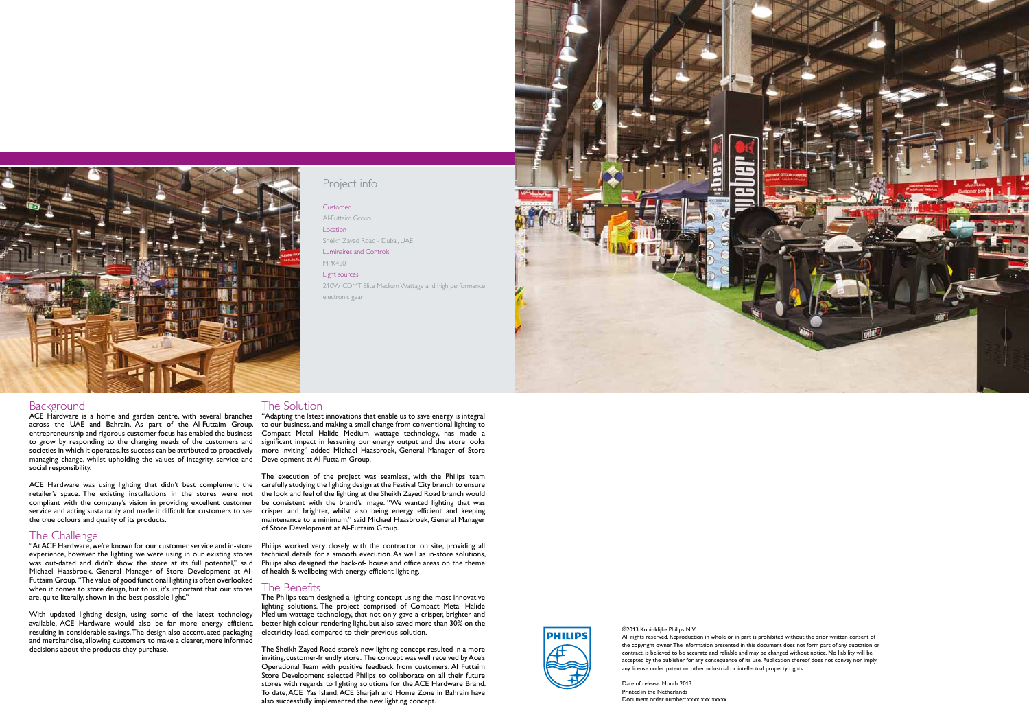## Project info

**Customer**
Al-Futtaim Group

**Location**
Sheikh Zayed Road - Dubai, UAE

**Luminaires and Controls**
MPK450

**Light sources**
210W CDMT Elite Medium Wattage and high performance electronic gear

## Background

ACE Hardware is a home and garden centre, with several branches across the UAE and Bahrain. As part of the Al-Futtaim Group, entrepreneurship and rigorous customer focus has enabled the business to grow by responding to the changing needs of the customers and societies in which it operates. Its success can be attributed to proactively managing change, whilst upholding the values of integrity, service and social responsibility.

ACE Hardware was using lighting that didn't best complement the retailer's space. The existing installations in the stores were not compliant with the company's vision in providing excellent customer service and acting sustainably, and made it difficult for customers to see the true colours and quality of its products.

## The Challenge

"At ACE Hardware, we're known for our customer service and in-store experience, however the lighting we were using in our existing stores was out-dated and didn't show the store at its full potential," said Michael Haasbroek, General Manager of Store Development at Al-Futtaim Group. "The value of good functional lighting is often overlooked when it comes to store design, but to us, it's important that our stores are, quite literally, shown in the best possible light."

With updated lighting design, using some of the latest technology available, ACE Hardware would also be far more energy efficient, resulting in considerable savings. The design also accentuated packaging and merchandise, allowing customers to make a clearer, more informed decisions about the products they purchase.

## The Solution

"Adapting the latest innovations that enable us to save energy is integral to our business, and making a small change from conventional lighting to Compact Metal Halide Medium wattage technology, has made a significant impact in lessening our energy output and the store looks more inviting" added Michael Haasbroek, General Manager of Store Development at Al-Futtaim Group.

The execution of the project was seamless, with the Philips team carefully studying the lighting design at the Festival City branch to ensure the look and feel of the lighting at the Sheikh Zayed Road branch would be consistent with the brand's image. "We wanted lighting that was crisper and brighter, whilst also being energy efficient and keeping maintenance to a minimum," said Michael Haasbroek, General Manager of Store Development at Al-Futtaim Group.

Philips worked very closely with the contractor on site, providing all technical details for a smooth execution. As well as in-store solutions, Philips also designed the back-of- house and office areas on the theme of health & wellbeing with energy efficient lighting.

## The Benefits

The Philips team designed a lighting concept using the most innovative lighting solutions. The project comprised of Compact Metal Halide Medium wattage technology, that not only gave a crisper, brighter and better high colour rendering light, but also saved more than 30% on the electricity load, compared to their previous solution.

The Sheikh Zayed Road store's new lighting concept resulted in a more inviting, customer-friendly store. The concept was well received by Ace's Operational Team with positive feedback from customers. Al Futtaim Store Development selected Philips to collaborate on all their future stores with regards to lighting solutions for the ACE Hardware Brand. To date, ACE Yas Island, ACE Sharjah and Home Zone in Bahrain have also successfully implemented the new lighting concept.

PHILIPS

©2013 Koninklijke Philips N.V.
All rights reserved. Reproduction in whole or in part is prohibited without the prior written consent of the copyright owner. The information presented in this document does not form part of any quotation or contract, is believed to be accurate and reliable and may be changed without notice. No liability will be accepted by the publisher for any consequence of its use. Publication thereof does not convey nor imply any license under patent or other industrial or intellectual property rights.

Date of release: Month 2013
Printed in the Netherlands
Document order number: xxxx xxx xxxxx